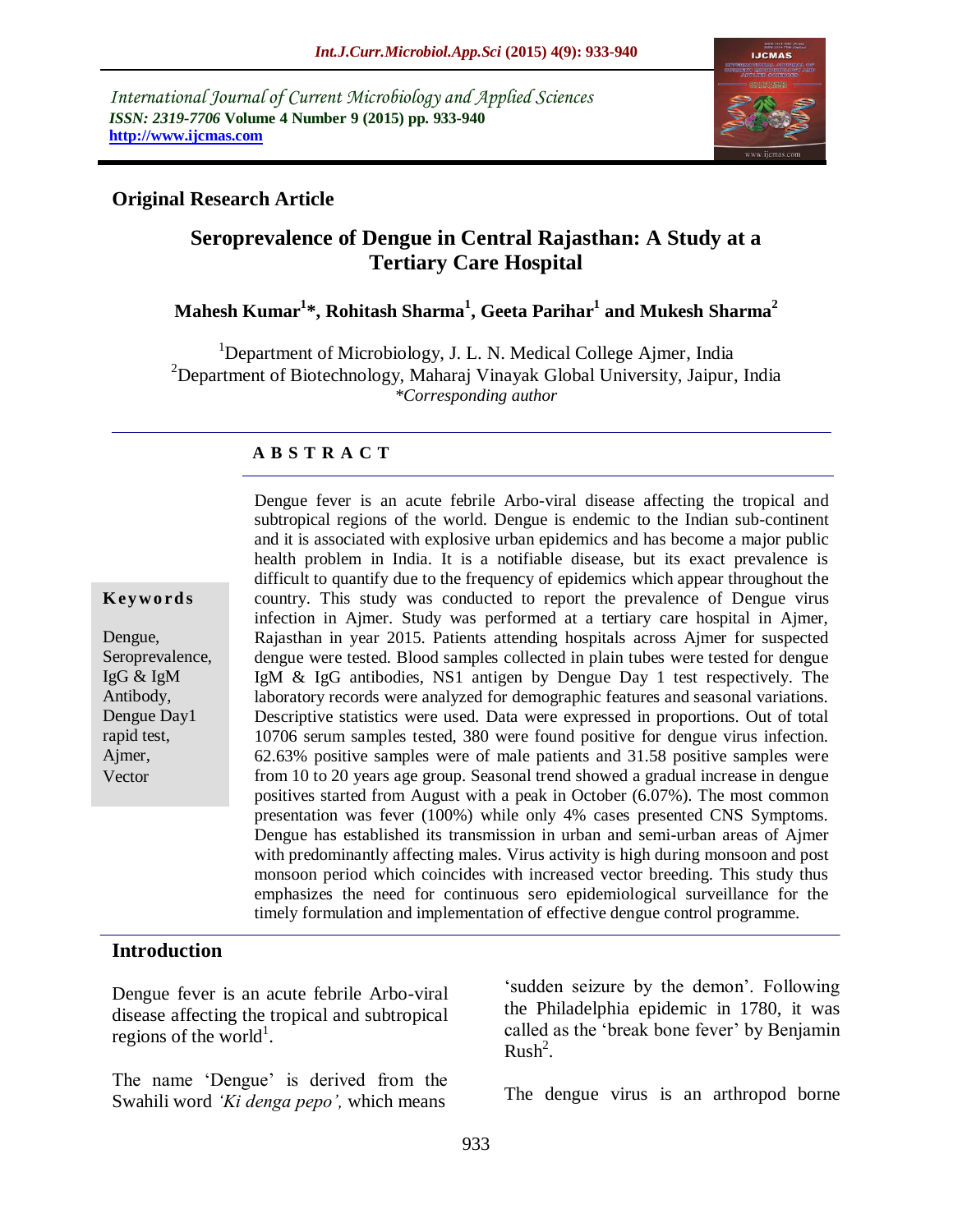International Journal of Current Microbiology and Applied Sciences
*ISSN: 2319-7706* **Volume 4 Number 9 (2015) pp. 933-940**
**http://www.ijcmas.com**

**Original Research Article**

# Seroprevalence of Dengue in Central Rajasthan: A Study at a Tertiary Care Hospital

**Mahesh Kumar[1]*, Rohitash Sharma[1], Geeta Parihar[1] and Mukesh Sharma[2]**

[1]Department of Microbiology, J. L. N. Medical College Ajmer, India
[2]Department of Biotechnology, Maharaj Vinayak Global University, Jaipur, India
*\*Corresponding author*

## A B S T R A C T

**Keywords**

Dengue, Seroprevalence, IgG & IgM Antibody, Dengue Day1 rapid test, Ajmer, Vector

Dengue fever is an acute febrile Arbo-viral disease affecting the tropical and subtropical regions of the world. Dengue is endemic to the Indian sub-continent and it is associated with explosive urban epidemics and has become a major public health problem in India. It is a notifiable disease, but its exact prevalence is difficult to quantify due to the frequency of epidemics which appear throughout the country. This study was conducted to report the prevalence of Dengue virus infection in Ajmer. Study was performed at a tertiary care hospital in Ajmer, Rajasthan in year 2015. Patients attending hospitals across Ajmer for suspected dengue were tested. Blood samples collected in plain tubes were tested for dengue IgM & IgG antibodies, NS1 antigen by Dengue Day 1 test respectively. The laboratory records were analyzed for demographic features and seasonal variations. Descriptive statistics were used. Data were expressed in proportions. Out of total 10706 serum samples tested, 380 were found positive for dengue virus infection. 62.63% positive samples were of male patients and 31.58 positive samples were from 10 to 20 years age group. Seasonal trend showed a gradual increase in dengue positives started from August with a peak in October (6.07%). The most common presentation was fever (100%) while only 4% cases presented CNS Symptoms. Dengue has established its transmission in urban and semi-urban areas of Ajmer with predominantly affecting males. Virus activity is high during monsoon and post monsoon period which coincides with increased vector breeding. This study thus emphasizes the need for continuous sero epidemiological surveillance for the timely formulation and implementation of effective dengue control programme.

## Introduction

Dengue fever is an acute febrile Arbo-viral disease affecting the tropical and subtropical regions of the world[1].

The name 'Dengue' is derived from the Swahili word *'Ki denga pepo',* which means 'sudden seizure by the demon'. Following the Philadelphia epidemic in 1780, it was called as the 'break bone fever' by Benjamin Rush[2].

The dengue virus is an arthropod borne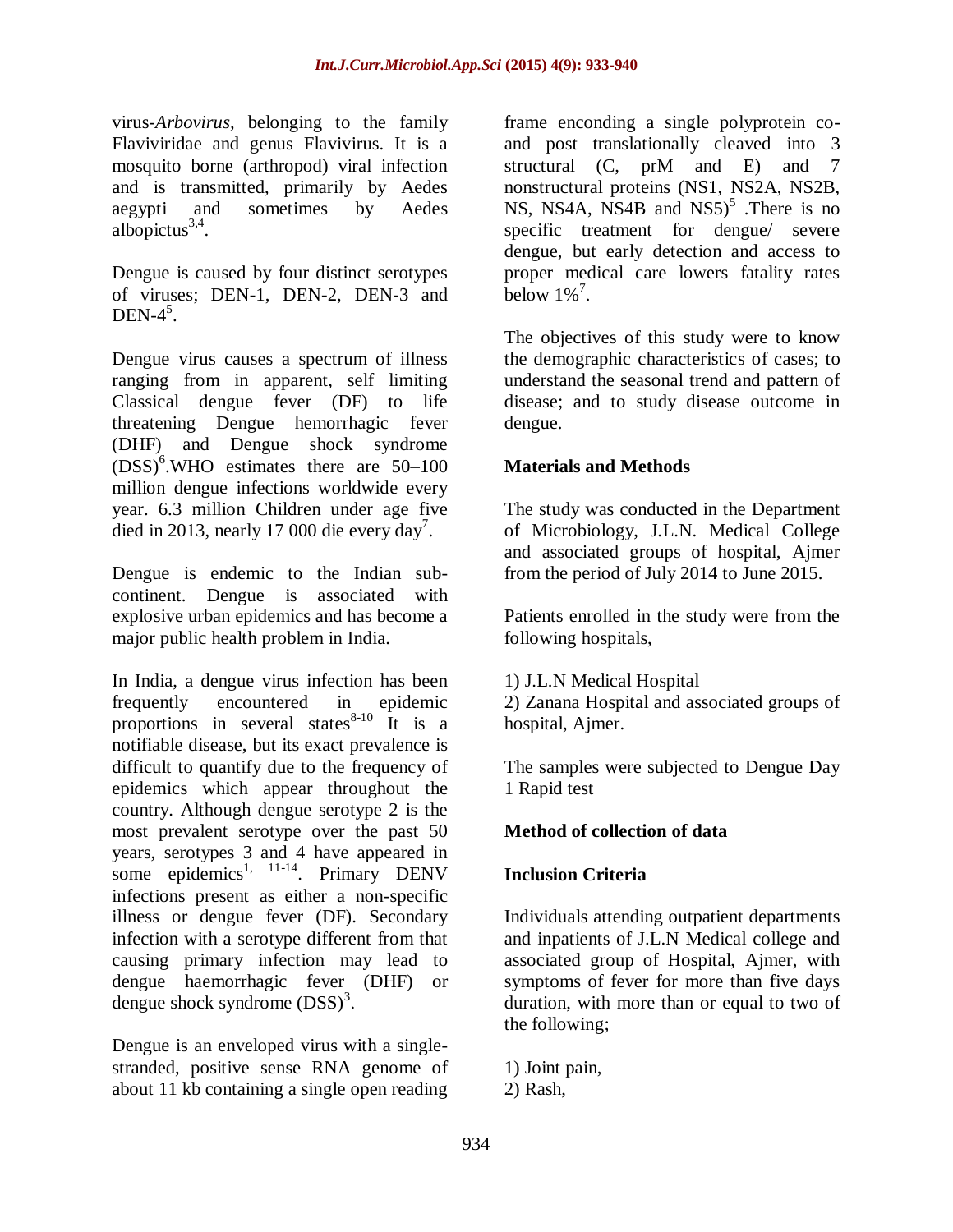virus-*Arbovirus*, belonging to the family Flaviviridae and genus Flavivirus. It is a mosquito borne (arthropod) viral infection and is transmitted, primarily by Aedes aegypti and sometimes by Aedes albopictus[3,4].

Dengue is caused by four distinct serotypes of viruses; DEN-1, DEN-2, DEN-3 and DEN-4[5].

Dengue virus causes a spectrum of illness ranging from in apparent, self limiting Classical dengue fever (DF) to life threatening Dengue hemorrhagic fever (DHF) and Dengue shock syndrome (DSS)[6].WHO estimates there are 50–100 million dengue infections worldwide every year. 6.3 million Children under age five died in 2013, nearly 17 000 die every day[7].

Dengue is endemic to the Indian sub-continent. Dengue is associated with explosive urban epidemics and has become a major public health problem in India.

In India, a dengue virus infection has been frequently encountered in epidemic proportions in several states[8-10] It is a notifiable disease, but its exact prevalence is difficult to quantify due to the frequency of epidemics which appear throughout the country. Although dengue serotype 2 is the most prevalent serotype over the past 50 years, serotypes 3 and 4 have appeared in some epidemics[1, 11-14]. Primary DENV infections present as either a non-specific illness or dengue fever (DF). Secondary infection with a serotype different from that causing primary infection may lead to dengue haemorrhagic fever (DHF) or dengue shock syndrome (DSS)[3].

Dengue is an enveloped virus with a single-stranded, positive sense RNA genome of about 11 kb containing a single open reading frame enconding a single polyprotein co- and post translationally cleaved into 3 structural (C, prM and E) and 7 nonstructural proteins (NS1, NS2A, NS2B, NS, NS4A, NS4B and NS5)[5] .There is no specific treatment for dengue/ severe dengue, but early detection and access to proper medical care lowers fatality rates below 1%[7].

The objectives of this study were to know the demographic characteristics of cases; to understand the seasonal trend and pattern of disease; and to study disease outcome in dengue.

## Materials and Methods

The study was conducted in the Department of Microbiology, J.L.N. Medical College and associated groups of hospital, Ajmer from the period of July 2014 to June 2015.

Patients enrolled in the study were from the following hospitals,

1) J.L.N Medical Hospital
2) Zanana Hospital and associated groups of hospital, Ajmer.

The samples were subjected to Dengue Day 1 Rapid test

### Method of collection of data

### Inclusion Criteria

Individuals attending outpatient departments and inpatients of J.L.N Medical college and associated group of Hospital, Ajmer, with symptoms of fever for more than five days duration, with more than or equal to two of the following;

1) Joint pain,
2) Rash,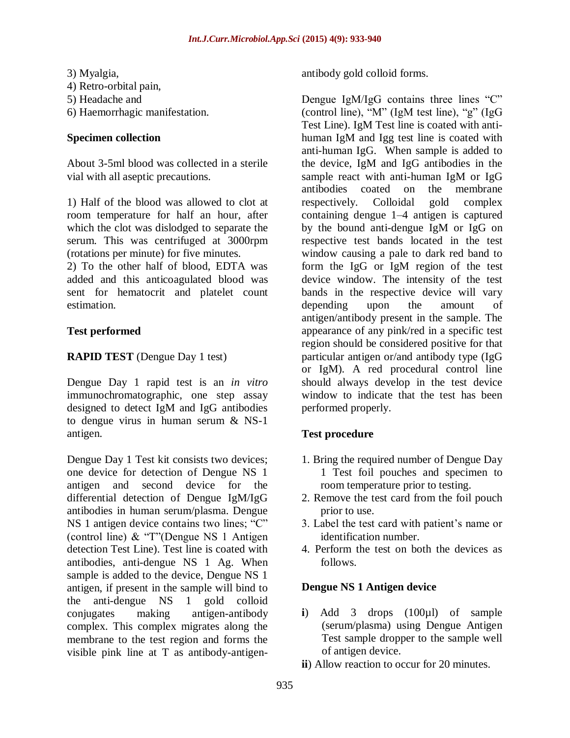3) Myalgia,
4) Retro-orbital pain,
5) Headache and
6) Haemorrhagic manifestation.

### Specimen collection

About 3-5ml blood was collected in a sterile vial with all aseptic precautions.

1) Half of the blood was allowed to clot at room temperature for half an hour, after which the clot was dislodged to separate the serum. This was centrifuged at 3000rpm (rotations per minute) for five minutes.
2) To the other half of blood, EDTA was added and this anticoagulated blood was sent for hematocrit and platelet count estimation.

### Test performed

**RAPID TEST** (Dengue Day 1 test)

Dengue Day 1 rapid test is an *in vitro* immunochromatographic, one step assay designed to detect IgM and IgG antibodies to dengue virus in human serum & NS-1 antigen.

Dengue Day 1 Test kit consists two devices; one device for detection of Dengue NS 1 antigen and second device for the differential detection of Dengue IgM/IgG antibodies in human serum/plasma. Dengue NS 1 antigen device contains two lines; "C" (control line) & "T"(Dengue NS 1 Antigen detection Test Line). Test line is coated with antibodies, anti-dengue NS 1 Ag. When sample is added to the device, Dengue NS 1 antigen, if present in the sample will bind to the anti-dengue NS 1 gold colloid conjugates making antigen-antibody complex. This complex migrates along the membrane to the test region and forms the visible pink line at T as antibody-antigen-antibody gold colloid forms.

Dengue IgM/IgG contains three lines "C" (control line), "M" (IgM test line), "g" (IgG Test Line). IgM Test line is coated with anti-human IgM and Igg test line is coated with anti-human IgG. When sample is added to the device, IgM and IgG antibodies in the sample react with anti-human IgM or IgG antibodies coated on the membrane respectively. Colloidal gold complex containing dengue 1–4 antigen is captured by the bound anti-dengue IgM or IgG on respective test bands located in the test window causing a pale to dark red band to form the IgG or IgM region of the test device window. The intensity of the test bands in the respective device will vary depending upon the amount of antigen/antibody present in the sample. The appearance of any pink/red in a specific test region should be considered positive for that particular antigen or/and antibody type (IgG or IgM). A red procedural control line should always develop in the test device window to indicate that the test has been performed properly.

### Test procedure

1. Bring the required number of Dengue Day 1 Test foil pouches and specimen to room temperature prior to testing.
2. Remove the test card from the foil pouch prior to use.
3. Label the test card with patient's name or identification number.
4. Perform the test on both the devices as follows.

### Dengue NS 1 Antigen device

**i**) Add 3 drops (100µl) of sample (serum/plasma) using Dengue Antigen Test sample dropper to the sample well of antigen device.

**ii**) Allow reaction to occur for 20 minutes.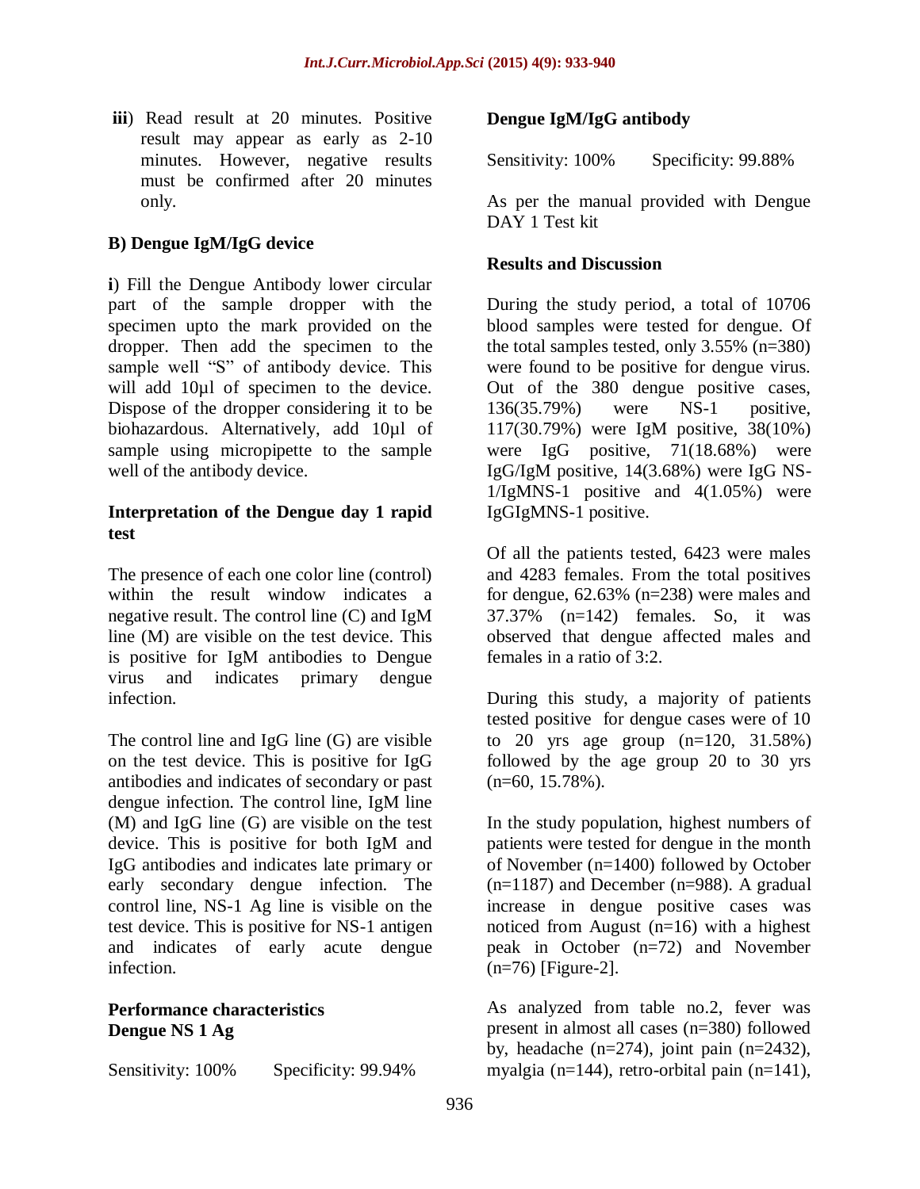iii) Read result at 20 minutes. Positive result may appear as early as 2-10 minutes. However, negative results must be confirmed after 20 minutes only.

### B) Dengue IgM/IgG device

**i**) Fill the Dengue Antibody lower circular part of the sample dropper with the specimen upto the mark provided on the dropper. Then add the specimen to the sample well "S" of antibody device. This will add 10µl of specimen to the device. Dispose of the dropper considering it to be biohazardous. Alternatively, add 10µl of sample using micropipette to the sample well of the antibody device.

### Interpretation of the Dengue day 1 rapid test

The presence of each one color line (control) within the result window indicates a negative result. The control line (C) and IgM line (M) are visible on the test device. This is positive for IgM antibodies to Dengue virus and indicates primary dengue infection.

The control line and IgG line (G) are visible on the test device. This is positive for IgG antibodies and indicates of secondary or past dengue infection. The control line, IgM line (M) and IgG line (G) are visible on the test device. This is positive for both IgM and IgG antibodies and indicates late primary or early secondary dengue infection. The control line, NS-1 Ag line is visible on the test device. This is positive for NS-1 antigen and indicates of early acute dengue infection.

### Performance characteristics

**Dengue NS 1 Ag**

Sensitivity: 100%  Specificity: 99.94%

**Dengue IgM/IgG antibody**

Sensitivity: 100%  Specificity: 99.88%

As per the manual provided with Dengue DAY 1 Test kit

## Results and Discussion

During the study period, a total of 10706 blood samples were tested for dengue. Of the total samples tested, only 3.55% (n=380) were found to be positive for dengue virus. Out of the 380 dengue positive cases, 136(35.79%) were NS-1 positive, 117(30.79%) were IgM positive, 38(10%) were IgG positive, 71(18.68%) were IgG/IgM positive, 14(3.68%) were IgG NS-1/IgMNS-1 positive and 4(1.05%) were IgGIgMNS-1 positive.

Of all the patients tested, 6423 were males and 4283 females. From the total positives for dengue, 62.63% (n=238) were males and 37.37% (n=142) females. So, it was observed that dengue affected males and females in a ratio of 3:2.

During this study, a majority of patients tested positive for dengue cases were of 10 to 20 yrs age group (n=120, 31.58%) followed by the age group 20 to 30 yrs (n=60, 15.78%).

In the study population, highest numbers of patients were tested for dengue in the month of November (n=1400) followed by October (n=1187) and December (n=988). A gradual increase in dengue positive cases was noticed from August (n=16) with a highest peak in October (n=72) and November (n=76) [Figure-2].

As analyzed from table no.2, fever was present in almost all cases (n=380) followed by, headache (n=274), joint pain (n=2432), myalgia (n=144), retro-orbital pain (n=141),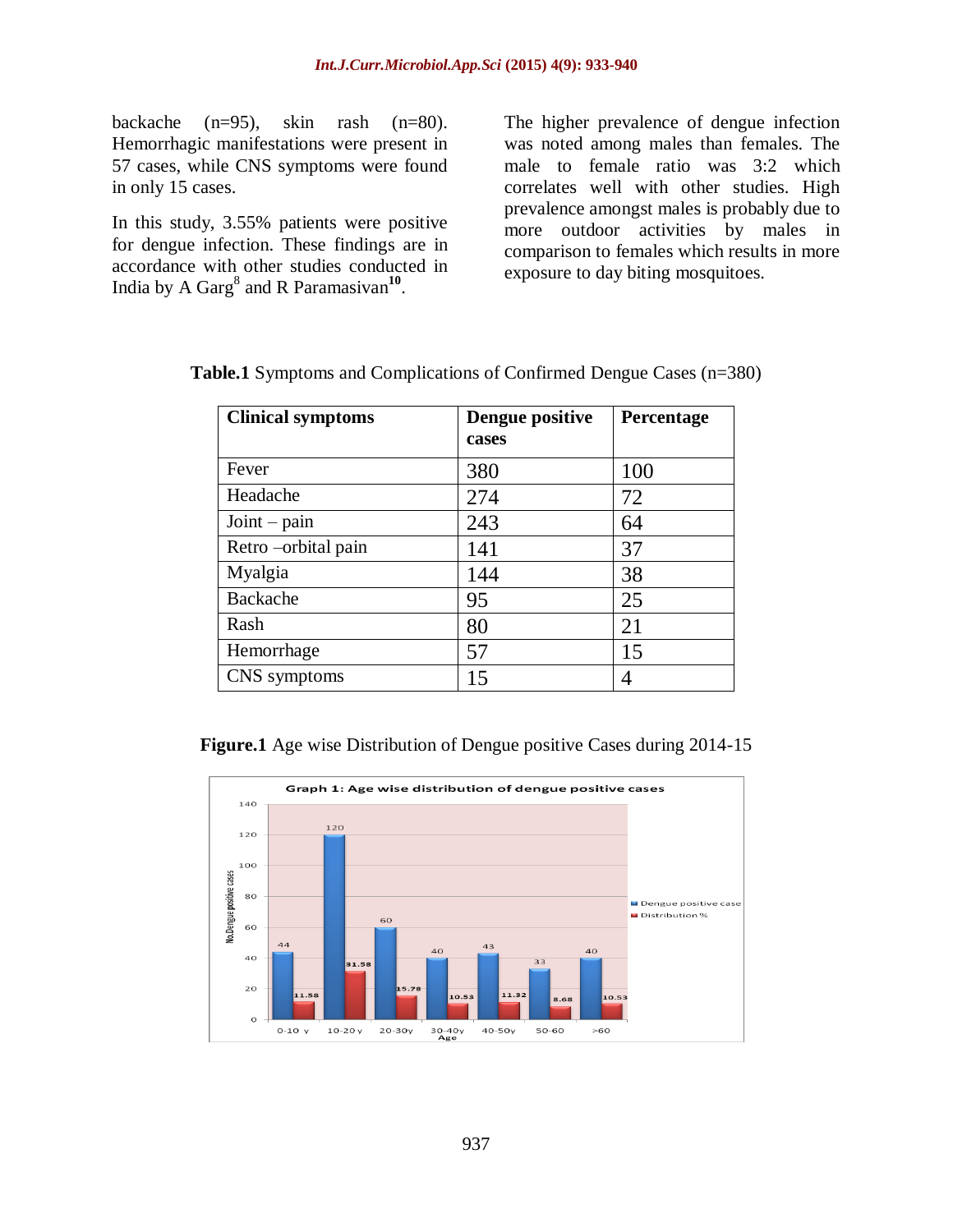backache (n=95), skin rash (n=80). Hemorrhagic manifestations were present in 57 cases, while CNS symptoms were found in only 15 cases.

In this study, 3.55% patients were positive for dengue infection. These findings are in accordance with other studies conducted in India by A Garg[8] and R Paramasivan[10].

The higher prevalence of dengue infection was noted among males than females. The male to female ratio was 3:2 which correlates well with other studies. High prevalence amongst males is probably due to more outdoor activities by males in comparison to females which results in more exposure to day biting mosquitoes.

**Table.1** Symptoms and Complications of Confirmed Dengue Cases (n=380)

| Clinical symptoms | Dengue positive cases | Percentage |
|---|---|---|
| Fever | 380 | 100 |
| Headache | 274 | 72 |
| Joint – pain | 243 | 64 |
| Retro –orbital pain | 141 | 37 |
| Myalgia | 144 | 38 |
| Backache | 95 | 25 |
| Rash | 80 | 21 |
| Hemorrhage | 57 | 15 |
| CNS symptoms | 15 | 4 |

**Figure.1** Age wise Distribution of Dengue positive Cases during 2014-15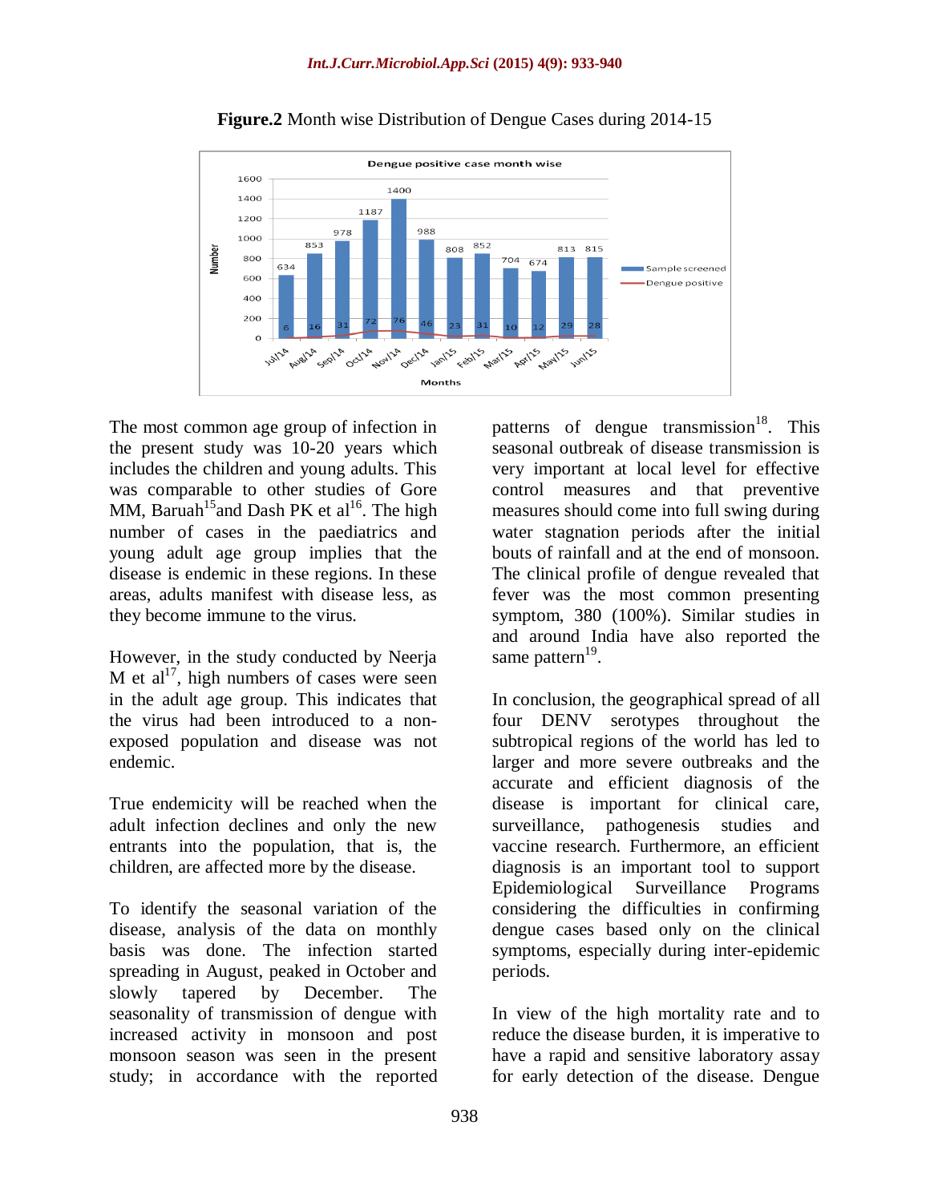**Figure.2** Month wise Distribution of Dengue Cases during 2014-15

The most common age group of infection in the present study was 10-20 years which includes the children and young adults. This was comparable to other studies of Gore MM, Baruah[15]and Dash PK et al[16]. The high number of cases in the paediatrics and young adult age group implies that the disease is endemic in these regions. In these areas, adults manifest with disease less, as they become immune to the virus.

However, in the study conducted by Neerja M et al[17], high numbers of cases were seen in the adult age group. This indicates that the virus had been introduced to a non-exposed population and disease was not endemic.

True endemicity will be reached when the adult infection declines and only the new entrants into the population, that is, the children, are affected more by the disease.

To identify the seasonal variation of the disease, analysis of the data on monthly basis was done. The infection started spreading in August, peaked in October and slowly tapered by December. The seasonality of transmission of dengue with increased activity in monsoon and post monsoon season was seen in the present study; in accordance with the reported patterns of dengue transmission[18]. This seasonal outbreak of disease transmission is very important at local level for effective control measures and that preventive measures should come into full swing during water stagnation periods after the initial bouts of rainfall and at the end of monsoon. The clinical profile of dengue revealed that fever was the most common presenting symptom, 380 (100%). Similar studies in and around India have also reported the same pattern[19].

In conclusion, the geographical spread of all four DENV serotypes throughout the subtropical regions of the world has led to larger and more severe outbreaks and the accurate and efficient diagnosis of the disease is important for clinical care, surveillance, pathogenesis studies and vaccine research. Furthermore, an efficient diagnosis is an important tool to support Epidemiological Surveillance Programs considering the difficulties in confirming dengue cases based only on the clinical symptoms, especially during inter-epidemic periods.

In view of the high mortality rate and to reduce the disease burden, it is imperative to have a rapid and sensitive laboratory assay for early detection of the disease. Dengue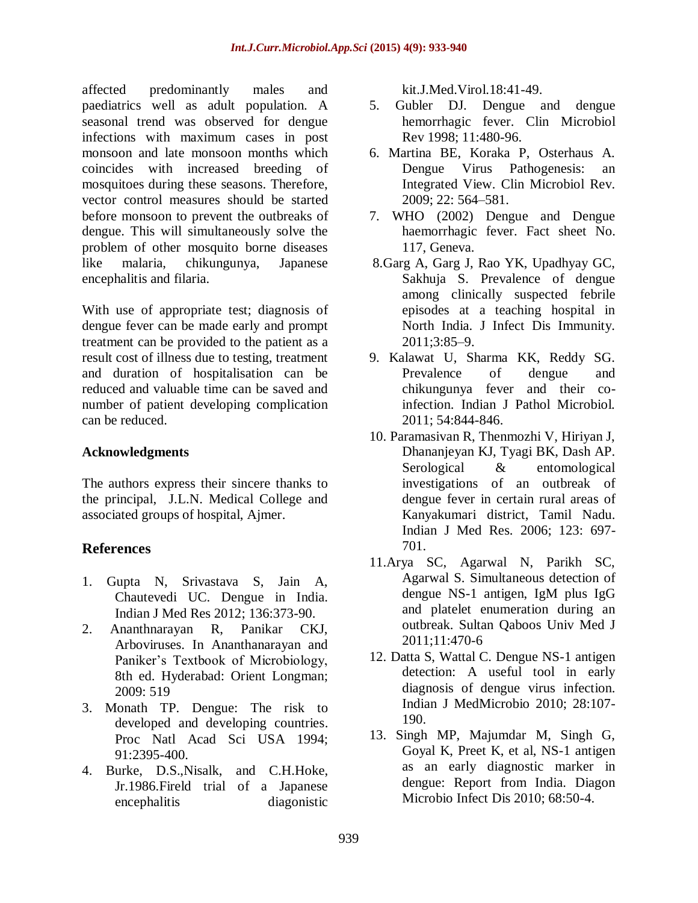affected predominantly males and paediatrics well as adult population. A seasonal trend was observed for dengue infections with maximum cases in post monsoon and late monsoon months which coincides with increased breeding of mosquitoes during these seasons. Therefore, vector control measures should be started before monsoon to prevent the outbreaks of dengue. This will simultaneously solve the problem of other mosquito borne diseases like malaria, chikungunya, Japanese encephalitis and filaria.

With use of appropriate test; diagnosis of dengue fever can be made early and prompt treatment can be provided to the patient as a result cost of illness due to testing, treatment and duration of hospitalisation can be reduced and valuable time can be saved and number of patient developing complication can be reduced.

## Acknowledgments

The authors express their sincere thanks to the principal, J.L.N. Medical College and associated groups of hospital, Ajmer.

## References

1. Gupta N, Srivastava S, Jain A, Chautevedi UC. Dengue in India. Indian J Med Res 2012; 136:373-90.
2. Ananthnarayan R, Panikar CKJ, Arboviruses. In Ananthanarayan and Paniker's Textbook of Microbiology, 8th ed. Hyderabad: Orient Longman; 2009: 519
3. Monath TP. Dengue: The risk to developed and developing countries. Proc Natl Acad Sci USA 1994; 91:2395-400.
4. Burke, D.S.,Nisalk, and C.H.Hoke, Jr.1986.Fireld trial of a Japanese encephalitis diagonistic kit.J.Med.Virol.18:41-49.
5. Gubler DJ. Dengue and dengue hemorrhagic fever. Clin Microbiol Rev 1998; 11:480-96.
6. Martina BE, Koraka P, Osterhaus A. Dengue Virus Pathogenesis: an Integrated View. Clin Microbiol Rev. 2009; 22: 564–581.
7. WHO (2002) Dengue and Dengue haemorrhagic fever. Fact sheet No. 117, Geneva.
8. Garg A, Garg J, Rao YK, Upadhyay GC, Sakhuja S. Prevalence of dengue among clinically suspected febrile episodes at a teaching hospital in North India. J Infect Dis Immunity. 2011;3:85–9.
9. Kalawat U, Sharma KK, Reddy SG. Prevalence of dengue and chikungunya fever and their co-infection. Indian J Pathol Microbiol. 2011; 54:844-846.
10. Paramasivan R, Thenmozhi V, Hiriyan J, Dhananjeyan KJ, Tyagi BK, Dash AP. Serological & entomological investigations of an outbreak of dengue fever in certain rural areas of Kanyakumari district, Tamil Nadu. Indian J Med Res. 2006; 123: 697-701.
11. Arya SC, Agarwal N, Parikh SC, Agarwal S. Simultaneous detection of dengue NS-1 antigen, IgM plus IgG and platelet enumeration during an outbreak. Sultan Qaboos Univ Med J 2011;11:470-6
12. Datta S, Wattal C. Dengue NS-1 antigen detection: A useful tool in early diagnosis of dengue virus infection. Indian J MedMicrobio 2010; 28:107-190.
13. Singh MP, Majumdar M, Singh G, Goyal K, Preet K, et al, NS-1 antigen as an early diagnostic marker in dengue: Report from India. Diagon Microbio Infect Dis 2010; 68:50-4.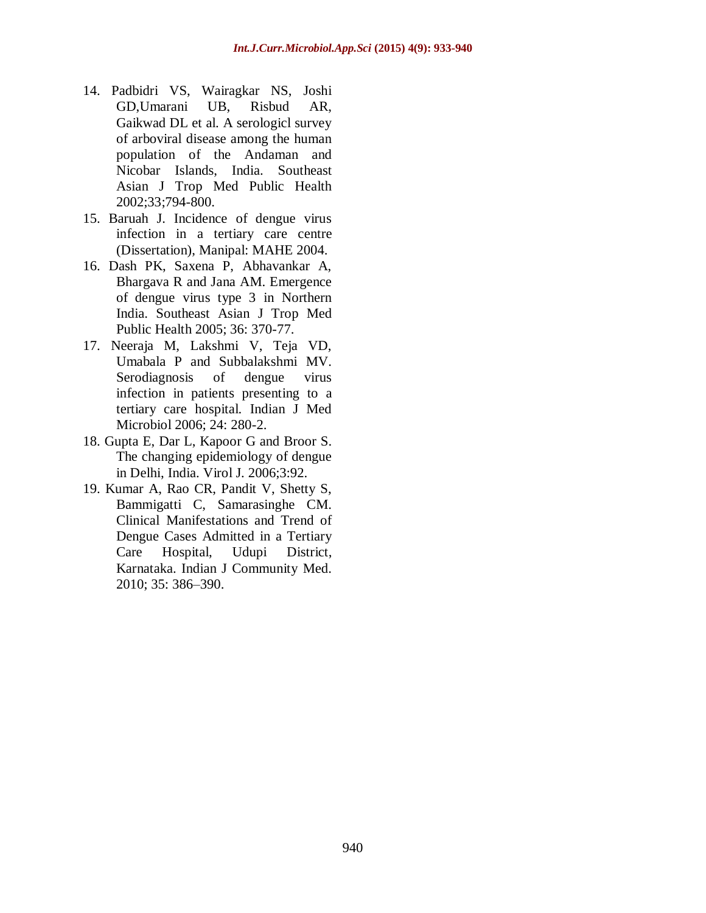14. Padbidri VS, Wairagkar NS, Joshi GD,Umarani UB, Risbud AR, Gaikwad DL et al. A serologicl survey of arboviral disease among the human population of the Andaman and Nicobar Islands, India. Southeast Asian J Trop Med Public Health 2002;33;794-800.
15. Baruah J. Incidence of dengue virus infection in a tertiary care centre (Dissertation), Manipal: MAHE 2004.
16. Dash PK, Saxena P, Abhavankar A, Bhargava R and Jana AM. Emergence of dengue virus type 3 in Northern India. Southeast Asian J Trop Med Public Health 2005; 36: 370-77.
17. Neeraja M, Lakshmi V, Teja VD, Umabala P and Subbalakshmi MV. Serodiagnosis of dengue virus infection in patients presenting to a tertiary care hospital. Indian J Med Microbiol 2006; 24: 280-2.
18. Gupta E, Dar L, Kapoor G and Broor S. The changing epidemiology of dengue in Delhi, India. Virol J. 2006;3:92.
19. Kumar A, Rao CR, Pandit V, Shetty S, Bammigatti C, Samarasinghe CM. Clinical Manifestations and Trend of Dengue Cases Admitted in a Tertiary Care Hospital, Udupi District, Karnataka. Indian J Community Med. 2010; 35: 386–390.